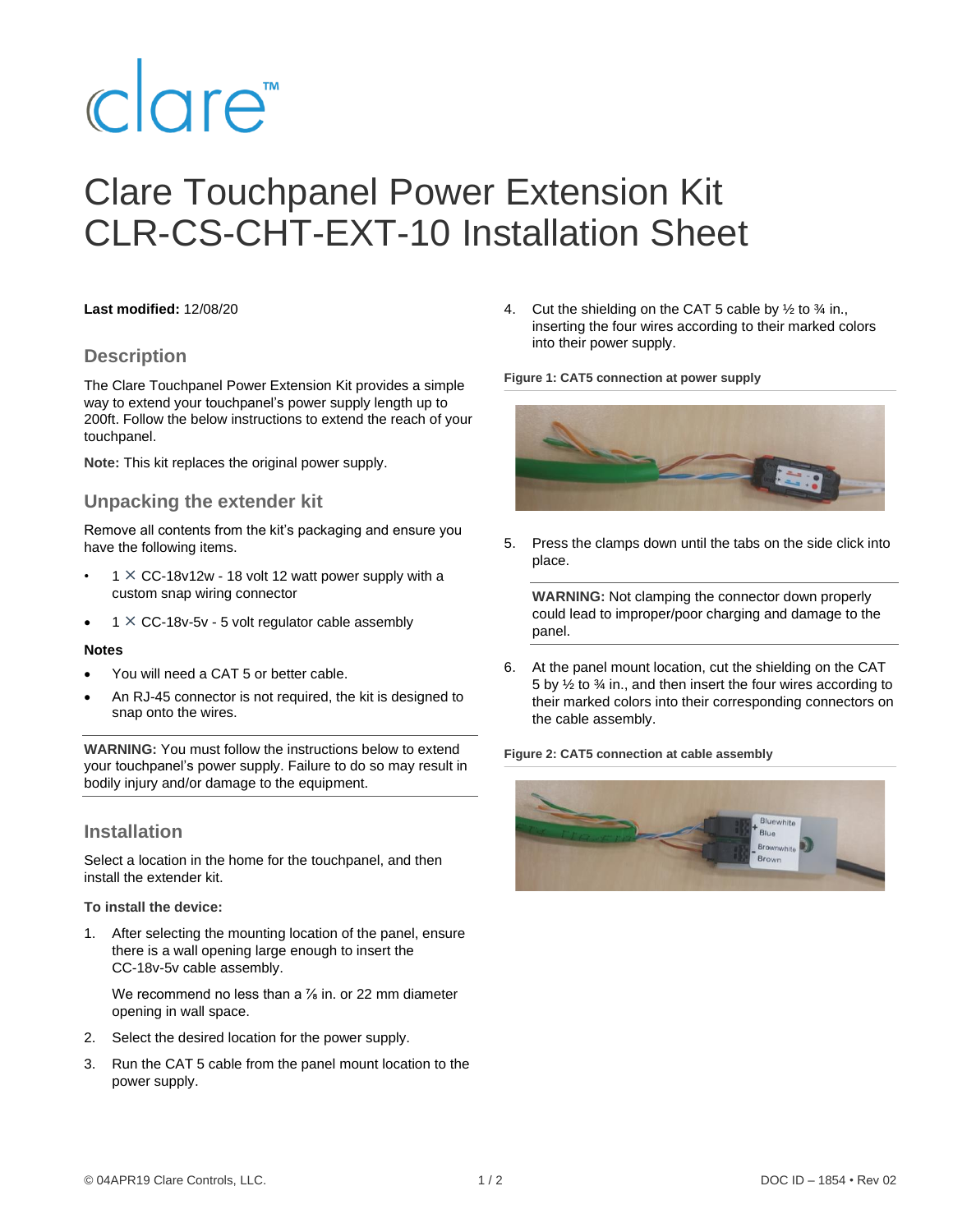# Clare Touchpanel Power Extension Kit CLR-CS-CHT-EXT-10 Installation Sheet

**Last modified:** 12/08/20

## Description

The Clare Touchpanel Power Extension Kit provides a simple way to extend your touchpanel's power supply length up to 200ft. Follow the below instructions to extend the reach of your touchpanel.

**Note:** This kit replaces the original power supply.

## Unpacking the extender kit

Remove all contents from the kit's packaging and ensure you have the following items.

- 1 × CC-18v12w - 18 volt 12 watt power supply with a custom snap wiring connector
- 1 × CC-18v-5v - 5 volt regulator cable assembly

**Notes**

- You will need a CAT 5 or better cable.
- An RJ-45 connector is not required, the kit is designed to snap onto the wires.

**WARNING:** You must follow the instructions below to extend your touchpanel's power supply. Failure to do so may result in bodily injury and/or damage to the equipment.

## Installation

Select a location in the home for the touchpanel, and then install the extender kit.

**To install the device:**

1. After selecting the mounting location of the panel, ensure there is a wall opening large enough to insert the CC-18v-5v cable assembly.

   We recommend no less than a ⅞ in. or 22 mm diameter opening in wall space.

2. Select the desired location for the power supply.
3. Run the CAT 5 cable from the panel mount location to the power supply.
4. Cut the shielding on the CAT 5 cable by ½ to ¾ in., inserting the four wires according to their marked colors into their power supply.

**Figure 1: CAT5 connection at power supply**

5. Press the clamps down until the tabs on the side click into place.

   **WARNING:** Not clamping the connector down properly could lead to improper/poor charging and damage to the panel.

6. At the panel mount location, cut the shielding on the CAT 5 by ½ to ¾ in., and then insert the four wires according to their marked colors into their corresponding connectors on the cable assembly.

**Figure 2: CAT5 connection at cable assembly**

© 04APR19 Clare Controls, LLC. DOC ID – 1854 • Rev 02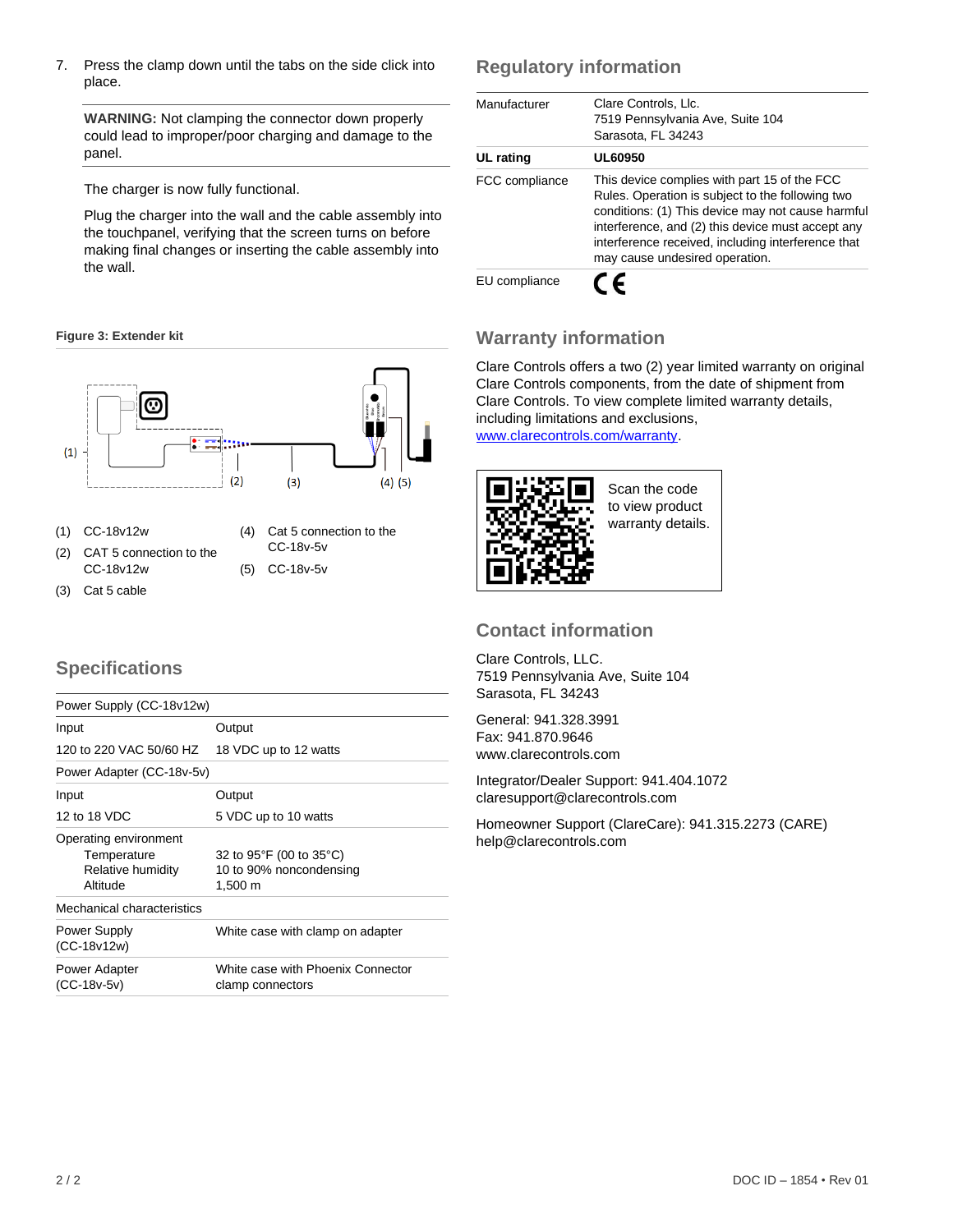7. Press the clamp down until the tabs on the side click into place.

**WARNING:** Not clamping the connector down properly could lead to improper/poor charging and damage to the panel.

The charger is now fully functional.

Plug the charger into the wall and the cable assembly into the touchpanel, verifying that the screen turns on before making final changes or inserting the cable assembly into the wall.

**Figure 3: Extender kit**

(1)
(2)
(3)
(4) (5)

(1) CC-18v12w

(2) CAT 5 connection to the CC-18v12w

(3) Cat 5 cable

(4) Cat 5 connection to the CC-18v-5v

(5) CC-18v-5v

## Specifications

| | |
|---|---|
| Power Supply (CC-18v12w) | |
| Input | Output |
| 120 to 220 VAC 50/60 HZ | 18 VDC up to 12 watts |
| Power Adapter (CC-18v-5v) | |
| Input | Output |
| 12 to 18 VDC | 5 VDC up to 10 watts |
| Operating environment<br>Temperature<br>Relative humidity<br>Altitude | <br>32 to 95°F (00 to 35°C)<br>10 to 90% noncondensing<br>1,500 m |
| Mechanical characteristics | |
| Power Supply (CC-18v12w) | White case with clamp on adapter |
| Power Adapter (CC-18v-5v) | White case with Phoenix Connector clamp connectors |

## Regulatory information

| | |
|---|---|
| Manufacturer | Clare Controls, Llc.<br>7519 Pennsylvania Ave, Suite 104<br>Sarasota, FL 34243 |
| **UL rating** | **UL60950** |
| FCC compliance | This device complies with part 15 of the FCC Rules. Operation is subject to the following two conditions: (1) This device may not cause harmful interference, and (2) this device must accept any interference received, including interference that may cause undesired operation. |
| EU compliance | CE |

## Warranty information

Clare Controls offers a two (2) year limited warranty on original Clare Controls components, from the date of shipment from Clare Controls. To view complete limited warranty details, including limitations and exclusions, www.clarecontrols.com/warranty.

Scan the code to view product warranty details.

## Contact information

Clare Controls, LLC.
7519 Pennsylvania Ave, Suite 104
Sarasota, FL 34243

General: 941.328.3991
Fax: 941.870.9646
www.clarecontrols.com

Integrator/Dealer Support: 941.404.1072
claresupport@clarecontrols.com

Homeowner Support (ClareCare): 941.315.2273 (CARE)
help@clarecontrols.com

DOC ID – 1854 • Rev 01